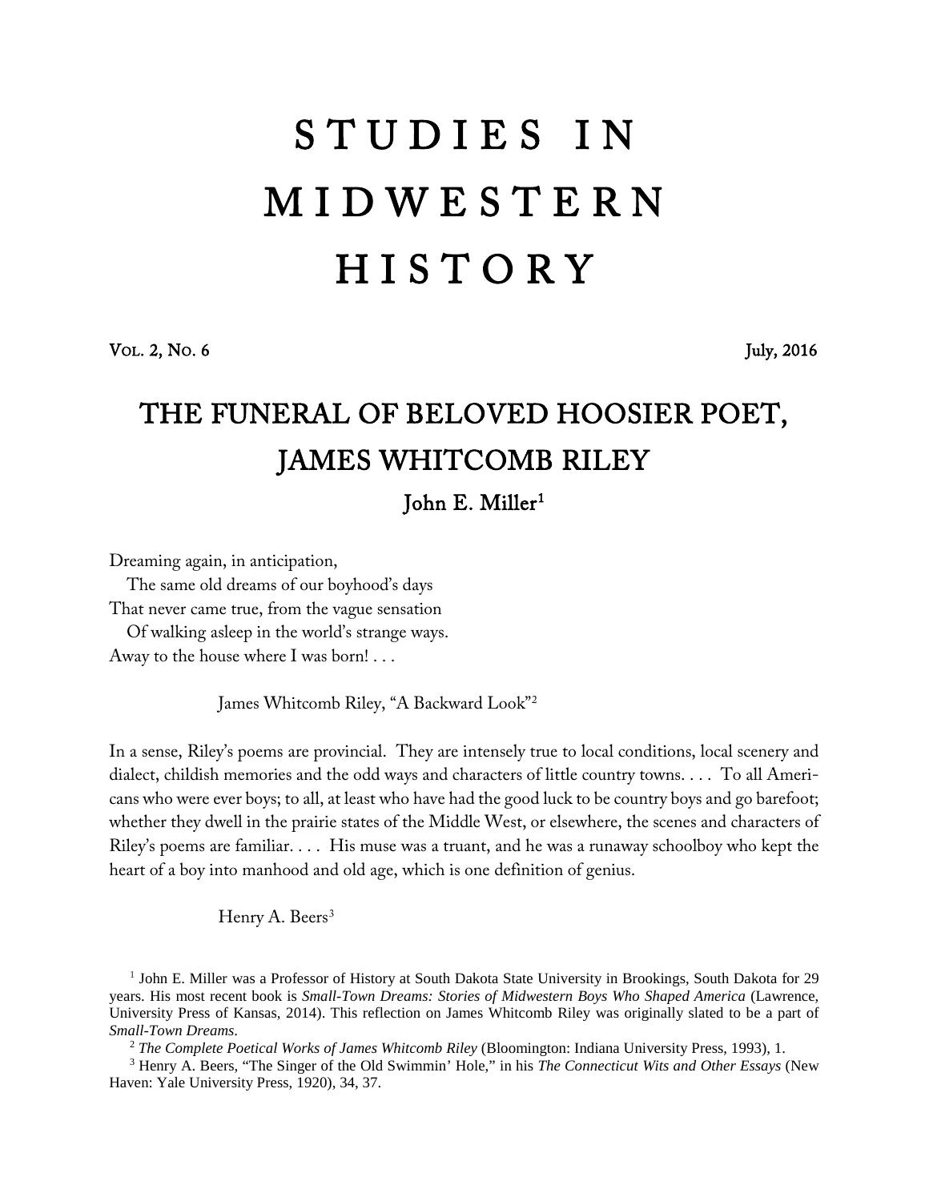# STUDIES IN MIDWESTERN HISTORY

VOL. 2, NO. 6 July, 2016

## THE FUNERAL OF BELOVED HOOSIER POET, JAMES WHITCOMB RILEY

### John E. Miller[1]

Dreaming again, in anticipation,
&nbsp;&nbsp;&nbsp;The same old dreams of our boyhood's days
That never came true, from the vague sensation
&nbsp;&nbsp;&nbsp;Of walking asleep in the world's strange ways.
Away to the house where I was born! . . .

James Whitcomb Riley, "A Backward Look"[2]

In a sense, Riley's poems are provincial. They are intensely true to local conditions, local scenery and dialect, childish memories and the odd ways and characters of little country towns. . . . To all Americans who were ever boys; to all, at least who have had the good luck to be country boys and go barefoot; whether they dwell in the prairie states of the Middle West, or elsewhere, the scenes and characters of Riley's poems are familiar. . . . His muse was a truant, and he was a runaway schoolboy who kept the heart of a boy into manhood and old age, which is one definition of genius.

Henry A. Beers[3]

---

[1] John E. Miller was a Professor of History at South Dakota State University in Brookings, South Dakota for 29 years. His most recent book is *Small-Town Dreams: Stories of Midwestern Boys Who Shaped America* (Lawrence, University Press of Kansas, 2014). This reflection on James Whitcomb Riley was originally slated to be a part of *Small-Town Dreams*.

[2] *The Complete Poetical Works of James Whitcomb Riley* (Bloomington: Indiana University Press, 1993), 1.

[3] Henry A. Beers, "The Singer of the Old Swimmin' Hole," in his *The Connecticut Wits and Other Essays* (New Haven: Yale University Press, 1920), 34, 37.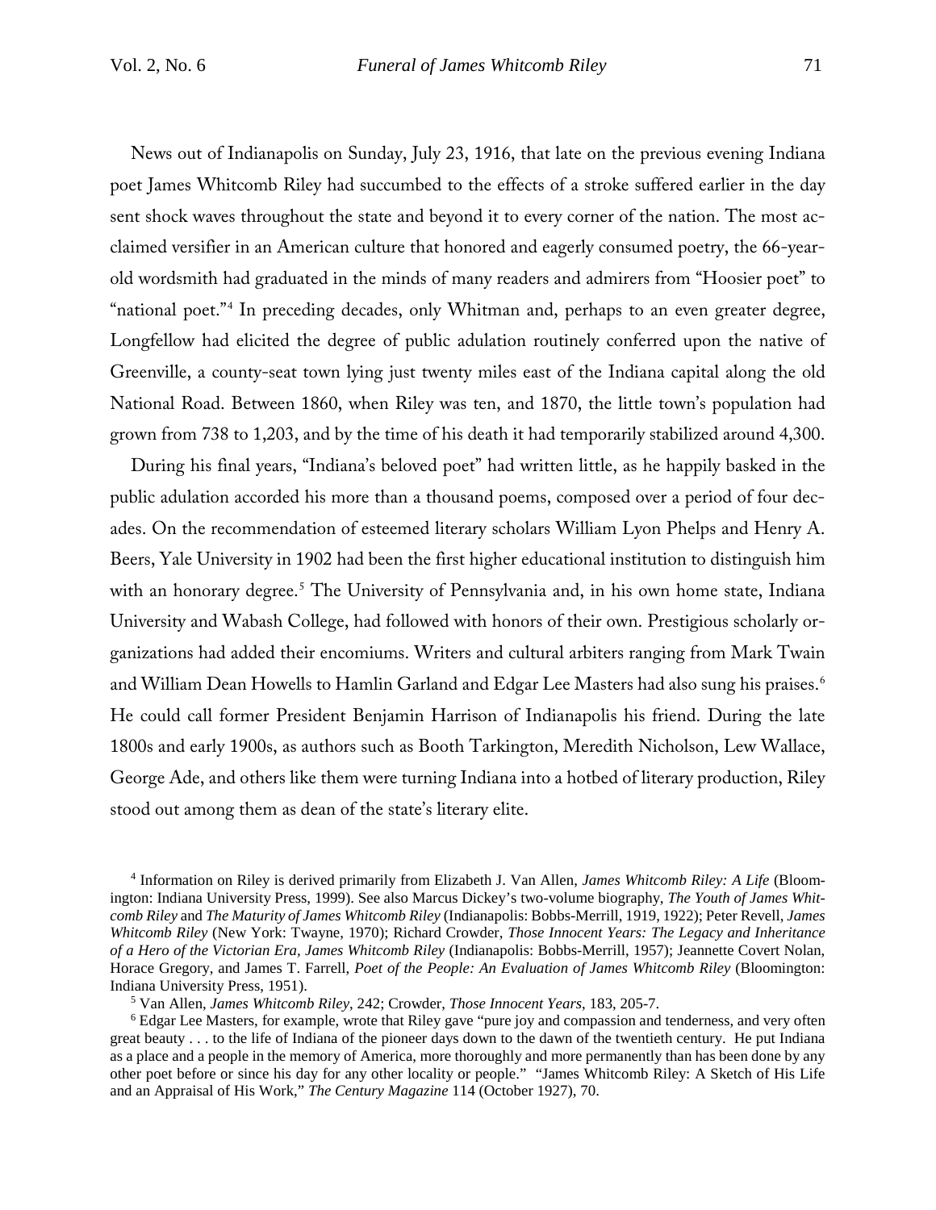News out of Indianapolis on Sunday, July 23, 1916, that late on the previous evening Indiana poet James Whitcomb Riley had succumbed to the effects of a stroke suffered earlier in the day sent shock waves throughout the state and beyond it to every corner of the nation. The most acclaimed versifier in an American culture that honored and eagerly consumed poetry, the 66-year-old wordsmith had graduated in the minds of many readers and admirers from "Hoosier poet" to "national poet."[4] In preceding decades, only Whitman and, perhaps to an even greater degree, Longfellow had elicited the degree of public adulation routinely conferred upon the native of Greenville, a county-seat town lying just twenty miles east of the Indiana capital along the old National Road. Between 1860, when Riley was ten, and 1870, the little town's population had grown from 738 to 1,203, and by the time of his death it had temporarily stabilized around 4,300.

During his final years, "Indiana's beloved poet" had written little, as he happily basked in the public adulation accorded his more than a thousand poems, composed over a period of four decades. On the recommendation of esteemed literary scholars William Lyon Phelps and Henry A. Beers, Yale University in 1902 had been the first higher educational institution to distinguish him with an honorary degree.[5] The University of Pennsylvania and, in his own home state, Indiana University and Wabash College, had followed with honors of their own. Prestigious scholarly organizations had added their encomiums. Writers and cultural arbiters ranging from Mark Twain and William Dean Howells to Hamlin Garland and Edgar Lee Masters had also sung his praises.[6] He could call former President Benjamin Harrison of Indianapolis his friend. During the late 1800s and early 1900s, as authors such as Booth Tarkington, Meredith Nicholson, Lew Wallace, George Ade, and others like them were turning Indiana into a hotbed of literary production, Riley stood out among them as dean of the state's literary elite.

[4] Information on Riley is derived primarily from Elizabeth J. Van Allen, *James Whitcomb Riley: A Life* (Bloomington: Indiana University Press, 1999). See also Marcus Dickey's two-volume biography, *The Youth of James Whitcomb Riley* and *The Maturity of James Whitcomb Riley* (Indianapolis: Bobbs-Merrill, 1919, 1922); Peter Revell, *James Whitcomb Riley* (New York: Twayne, 1970); Richard Crowder, *Those Innocent Years: The Legacy and Inheritance of a Hero of the Victorian Era, James Whitcomb Riley* (Indianapolis: Bobbs-Merrill, 1957); Jeannette Covert Nolan, Horace Gregory, and James T. Farrell, *Poet of the People: An Evaluation of James Whitcomb Riley* (Bloomington: Indiana University Press, 1951).

[5] Van Allen, *James Whitcomb Riley*, 242; Crowder, *Those Innocent Years*, 183, 205-7.

[6] Edgar Lee Masters, for example, wrote that Riley gave "pure joy and compassion and tenderness, and very often great beauty . . . to the life of Indiana of the pioneer days down to the dawn of the twentieth century. He put Indiana as a place and a people in the memory of America, more thoroughly and more permanently than has been done by any other poet before or since his day for any other locality or people." "James Whitcomb Riley: A Sketch of His Life and an Appraisal of His Work," *The Century Magazine* 114 (October 1927), 70.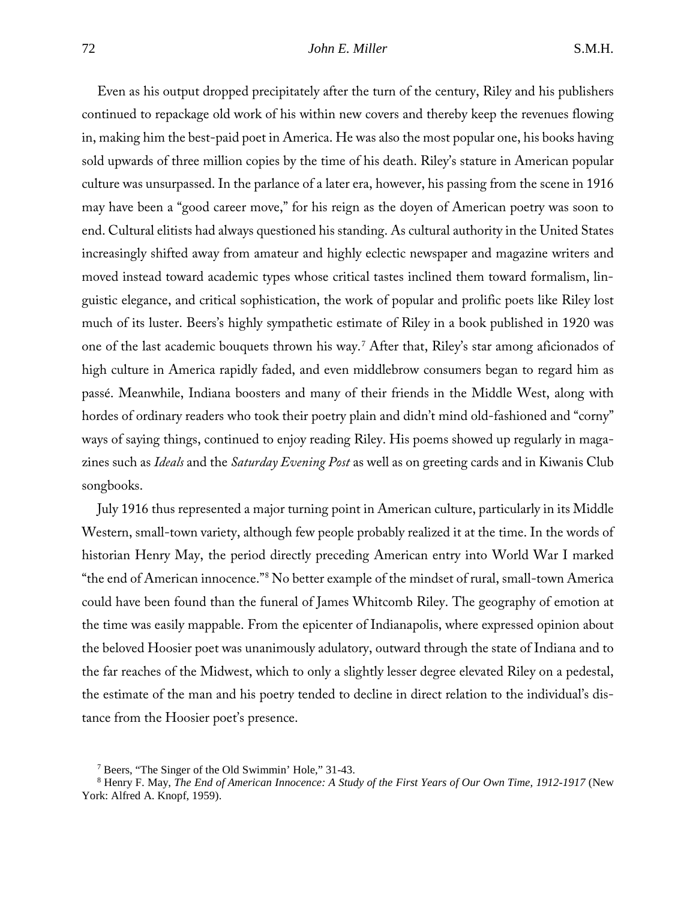Even as his output dropped precipitately after the turn of the century, Riley and his publishers continued to repackage old work of his within new covers and thereby keep the revenues flowing in, making him the best-paid poet in America. He was also the most popular one, his books having sold upwards of three million copies by the time of his death. Riley's stature in American popular culture was unsurpassed. In the parlance of a later era, however, his passing from the scene in 1916 may have been a "good career move," for his reign as the doyen of American poetry was soon to end. Cultural elitists had always questioned his standing. As cultural authority in the United States increasingly shifted away from amateur and highly eclectic newspaper and magazine writers and moved instead toward academic types whose critical tastes inclined them toward formalism, linguistic elegance, and critical sophistication, the work of popular and prolific poets like Riley lost much of its luster. Beers's highly sympathetic estimate of Riley in a book published in 1920 was one of the last academic bouquets thrown his way.[7] After that, Riley's star among aficionados of high culture in America rapidly faded, and even middlebrow consumers began to regard him as passé. Meanwhile, Indiana boosters and many of their friends in the Middle West, along with hordes of ordinary readers who took their poetry plain and didn't mind old-fashioned and "corny" ways of saying things, continued to enjoy reading Riley. His poems showed up regularly in magazines such as *Ideals* and the *Saturday Evening Post* as well as on greeting cards and in Kiwanis Club songbooks.

July 1916 thus represented a major turning point in American culture, particularly in its Middle Western, small-town variety, although few people probably realized it at the time. In the words of historian Henry May, the period directly preceding American entry into World War I marked "the end of American innocence."[8] No better example of the mindset of rural, small-town America could have been found than the funeral of James Whitcomb Riley. The geography of emotion at the time was easily mappable. From the epicenter of Indianapolis, where expressed opinion about the beloved Hoosier poet was unanimously adulatory, outward through the state of Indiana and to the far reaches of the Midwest, which to only a slightly lesser degree elevated Riley on a pedestal, the estimate of the man and his poetry tended to decline in direct relation to the individual's distance from the Hoosier poet's presence.

[7] Beers, "The Singer of the Old Swimmin' Hole," 31-43.

[8] Henry F. May, *The End of American Innocence: A Study of the First Years of Our Own Time, 1912-1917* (New York: Alfred A. Knopf, 1959).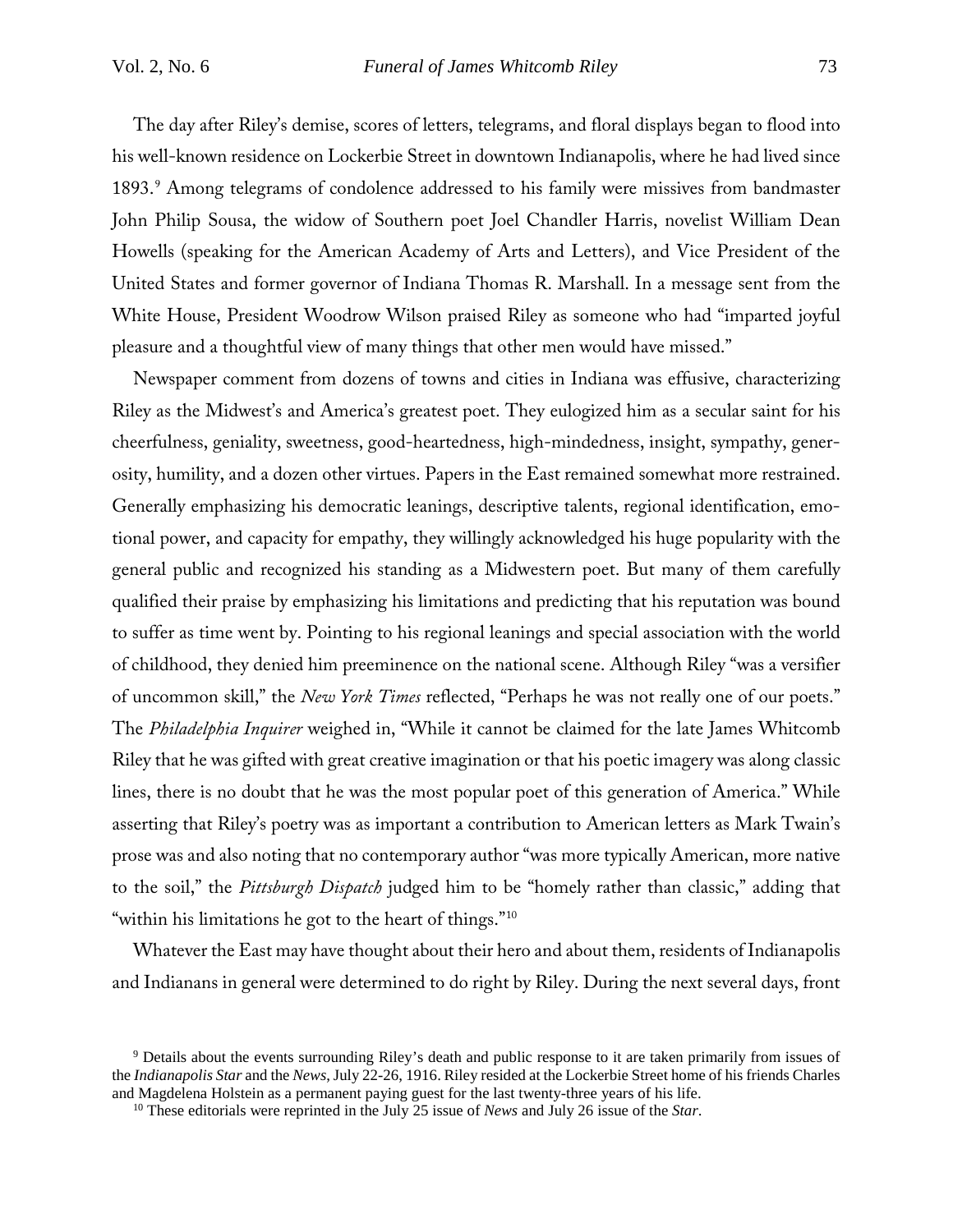The day after Riley's demise, scores of letters, telegrams, and floral displays began to flood into his well-known residence on Lockerbie Street in downtown Indianapolis, where he had lived since 1893.[9] Among telegrams of condolence addressed to his family were missives from bandmaster John Philip Sousa, the widow of Southern poet Joel Chandler Harris, novelist William Dean Howells (speaking for the American Academy of Arts and Letters), and Vice President of the United States and former governor of Indiana Thomas R. Marshall. In a message sent from the White House, President Woodrow Wilson praised Riley as someone who had "imparted joyful pleasure and a thoughtful view of many things that other men would have missed."

Newspaper comment from dozens of towns and cities in Indiana was effusive, characterizing Riley as the Midwest's and America's greatest poet. They eulogized him as a secular saint for his cheerfulness, geniality, sweetness, good-heartedness, high-mindedness, insight, sympathy, generosity, humility, and a dozen other virtues. Papers in the East remained somewhat more restrained. Generally emphasizing his democratic leanings, descriptive talents, regional identification, emotional power, and capacity for empathy, they willingly acknowledged his huge popularity with the general public and recognized his standing as a Midwestern poet. But many of them carefully qualified their praise by emphasizing his limitations and predicting that his reputation was bound to suffer as time went by. Pointing to his regional leanings and special association with the world of childhood, they denied him preeminence on the national scene. Although Riley "was a versifier of uncommon skill," the *New York Times* reflected, "Perhaps he was not really one of our poets." The *Philadelphia Inquirer* weighed in, "While it cannot be claimed for the late James Whitcomb Riley that he was gifted with great creative imagination or that his poetic imagery was along classic lines, there is no doubt that he was the most popular poet of this generation of America." While asserting that Riley's poetry was as important a contribution to American letters as Mark Twain's prose was and also noting that no contemporary author "was more typically American, more native to the soil," the *Pittsburgh Dispatch* judged him to be "homely rather than classic," adding that "within his limitations he got to the heart of things."[10]

Whatever the East may have thought about their hero and about them, residents of Indianapolis and Indianans in general were determined to do right by Riley. During the next several days, front

[9] Details about the events surrounding Riley's death and public response to it are taken primarily from issues of the *Indianapolis Star* and the *News*, July 22-26, 1916. Riley resided at the Lockerbie Street home of his friends Charles and Magdelena Holstein as a permanent paying guest for the last twenty-three years of his life.

[10] These editorials were reprinted in the July 25 issue of *News* and July 26 issue of the *Star*.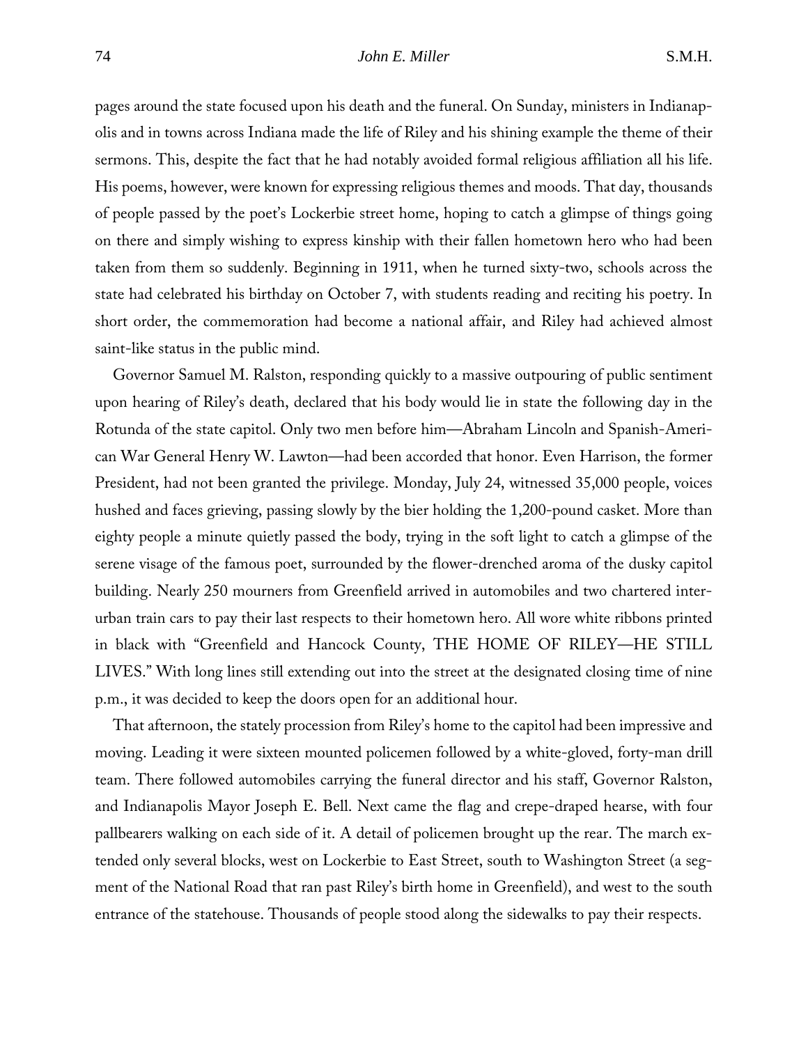pages around the state focused upon his death and the funeral. On Sunday, ministers in Indianapolis and in towns across Indiana made the life of Riley and his shining example the theme of their sermons. This, despite the fact that he had notably avoided formal religious affiliation all his life. His poems, however, were known for expressing religious themes and moods. That day, thousands of people passed by the poet's Lockerbie street home, hoping to catch a glimpse of things going on there and simply wishing to express kinship with their fallen hometown hero who had been taken from them so suddenly. Beginning in 1911, when he turned sixty-two, schools across the state had celebrated his birthday on October 7, with students reading and reciting his poetry. In short order, the commemoration had become a national affair, and Riley had achieved almost saint-like status in the public mind.

Governor Samuel M. Ralston, responding quickly to a massive outpouring of public sentiment upon hearing of Riley's death, declared that his body would lie in state the following day in the Rotunda of the state capitol. Only two men before him—Abraham Lincoln and Spanish-American War General Henry W. Lawton—had been accorded that honor. Even Harrison, the former President, had not been granted the privilege. Monday, July 24, witnessed 35,000 people, voices hushed and faces grieving, passing slowly by the bier holding the 1,200-pound casket. More than eighty people a minute quietly passed the body, trying in the soft light to catch a glimpse of the serene visage of the famous poet, surrounded by the flower-drenched aroma of the dusky capitol building. Nearly 250 mourners from Greenfield arrived in automobiles and two chartered interurban train cars to pay their last respects to their hometown hero. All wore white ribbons printed in black with "Greenfield and Hancock County, THE HOME OF RILEY—HE STILL LIVES." With long lines still extending out into the street at the designated closing time of nine p.m., it was decided to keep the doors open for an additional hour.

That afternoon, the stately procession from Riley's home to the capitol had been impressive and moving. Leading it were sixteen mounted policemen followed by a white-gloved, forty-man drill team. There followed automobiles carrying the funeral director and his staff, Governor Ralston, and Indianapolis Mayor Joseph E. Bell. Next came the flag and crepe-draped hearse, with four pallbearers walking on each side of it. A detail of policemen brought up the rear. The march extended only several blocks, west on Lockerbie to East Street, south to Washington Street (a segment of the National Road that ran past Riley's birth home in Greenfield), and west to the south entrance of the statehouse. Thousands of people stood along the sidewalks to pay their respects.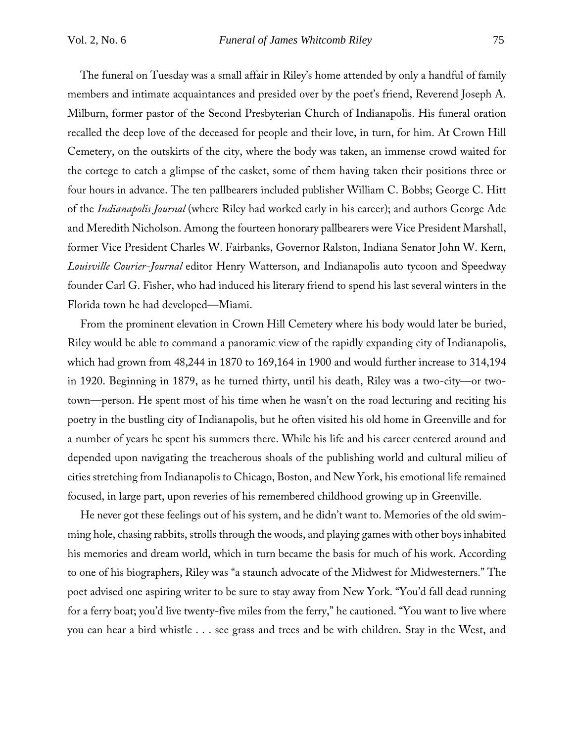The funeral on Tuesday was a small affair in Riley's home attended by only a handful of family members and intimate acquaintances and presided over by the poet's friend, Reverend Joseph A. Milburn, former pastor of the Second Presbyterian Church of Indianapolis. His funeral oration recalled the deep love of the deceased for people and their love, in turn, for him. At Crown Hill Cemetery, on the outskirts of the city, where the body was taken, an immense crowd waited for the cortege to catch a glimpse of the casket, some of them having taken their positions three or four hours in advance. The ten pallbearers included publisher William C. Bobbs; George C. Hitt of the *Indianapolis Journal* (where Riley had worked early in his career); and authors George Ade and Meredith Nicholson. Among the fourteen honorary pallbearers were Vice President Marshall, former Vice President Charles W. Fairbanks, Governor Ralston, Indiana Senator John W. Kern, *Louisville Courier-Journal* editor Henry Watterson, and Indianapolis auto tycoon and Speedway founder Carl G. Fisher, who had induced his literary friend to spend his last several winters in the Florida town he had developed—Miami.

From the prominent elevation in Crown Hill Cemetery where his body would later be buried, Riley would be able to command a panoramic view of the rapidly expanding city of Indianapolis, which had grown from 48,244 in 1870 to 169,164 in 1900 and would further increase to 314,194 in 1920. Beginning in 1879, as he turned thirty, until his death, Riley was a two-city—or two-town—person. He spent most of his time when he wasn't on the road lecturing and reciting his poetry in the bustling city of Indianapolis, but he often visited his old home in Greenville and for a number of years he spent his summers there. While his life and his career centered around and depended upon navigating the treacherous shoals of the publishing world and cultural milieu of cities stretching from Indianapolis to Chicago, Boston, and New York, his emotional life remained focused, in large part, upon reveries of his remembered childhood growing up in Greenville.

He never got these feelings out of his system, and he didn't want to. Memories of the old swimming hole, chasing rabbits, strolls through the woods, and playing games with other boys inhabited his memories and dream world, which in turn became the basis for much of his work. According to one of his biographers, Riley was "a staunch advocate of the Midwest for Midwesterners." The poet advised one aspiring writer to be sure to stay away from New York. "You'd fall dead running for a ferry boat; you'd live twenty-five miles from the ferry," he cautioned. "You want to live where you can hear a bird whistle . . . see grass and trees and be with children. Stay in the West, and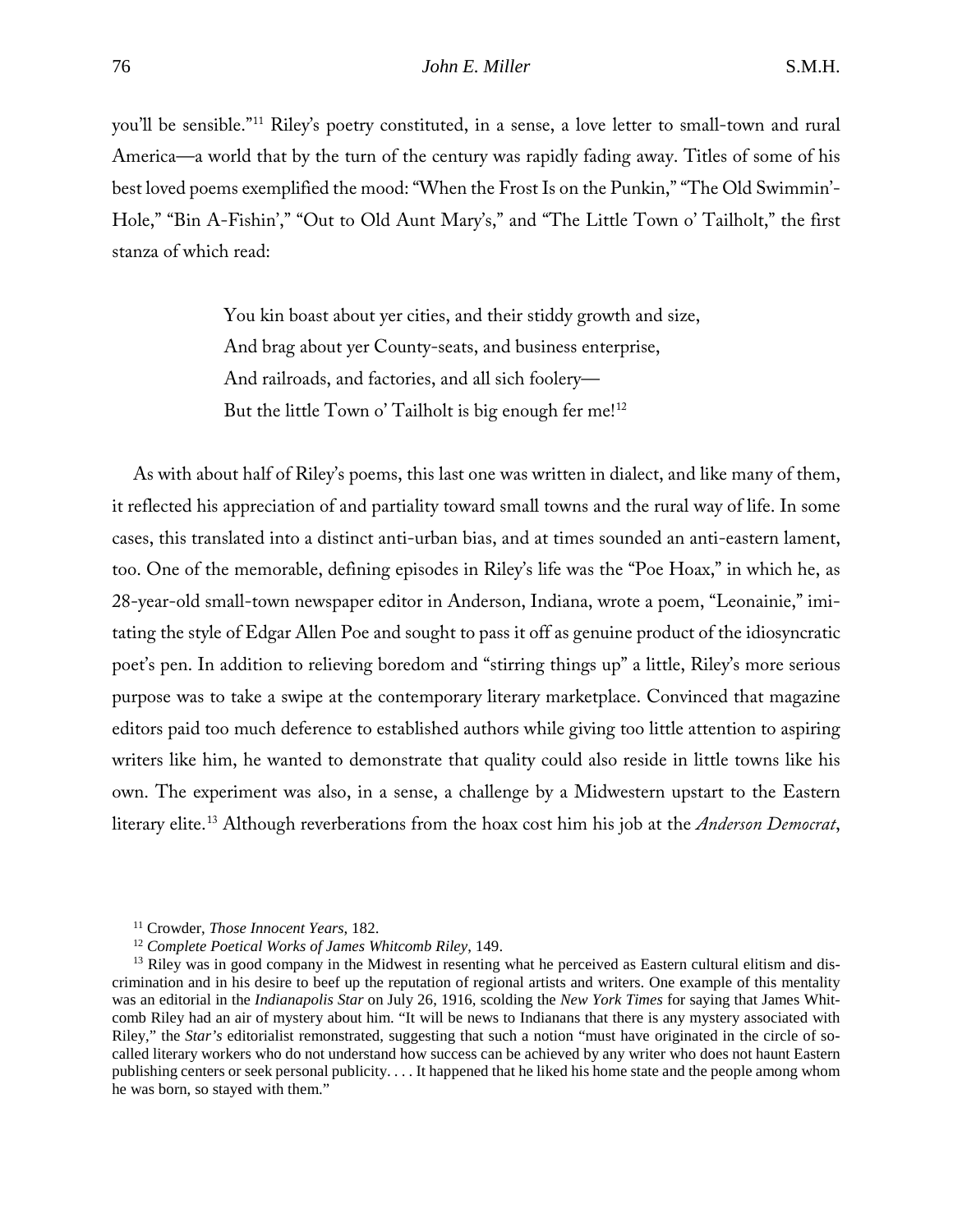you'll be sensible."[11] Riley's poetry constituted, in a sense, a love letter to small-town and rural America—a world that by the turn of the century was rapidly fading away. Titles of some of his best loved poems exemplified the mood: "When the Frost Is on the Punkin," "The Old Swimmin'-Hole," "Bin A-Fishin'," "Out to Old Aunt Mary's," and "The Little Town o' Tailholt," the first stanza of which read:

> You kin boast about yer cities, and their stiddy growth and size,
> And brag about yer County-seats, and business enterprise,
> And railroads, and factories, and all sich foolery—
> But the little Town o' Tailholt is big enough fer me![12]

As with about half of Riley's poems, this last one was written in dialect, and like many of them, it reflected his appreciation of and partiality toward small towns and the rural way of life. In some cases, this translated into a distinct anti-urban bias, and at times sounded an anti-eastern lament, too. One of the memorable, defining episodes in Riley's life was the "Poe Hoax," in which he, as 28-year-old small-town newspaper editor in Anderson, Indiana, wrote a poem, "Leonainie," imitating the style of Edgar Allen Poe and sought to pass it off as genuine product of the idiosyncratic poet's pen. In addition to relieving boredom and "stirring things up" a little, Riley's more serious purpose was to take a swipe at the contemporary literary marketplace. Convinced that magazine editors paid too much deference to established authors while giving too little attention to aspiring writers like him, he wanted to demonstrate that quality could also reside in little towns like his own. The experiment was also, in a sense, a challenge by a Midwestern upstart to the Eastern literary elite.[13] Although reverberations from the hoax cost him his job at the *Anderson Democrat*,

---

[11] Crowder, *Those Innocent Years*, 182.

[12] *Complete Poetical Works of James Whitcomb Riley*, 149.

[13] Riley was in good company in the Midwest in resenting what he perceived as Eastern cultural elitism and discrimination and in his desire to beef up the reputation of regional artists and writers. One example of this mentality was an editorial in the *Indianapolis Star* on July 26, 1916, scolding the *New York Times* for saying that James Whitcomb Riley had an air of mystery about him. "It will be news to Indianans that there is any mystery associated with Riley," the *Star's* editorialist remonstrated, suggesting that such a notion "must have originated in the circle of so-called literary workers who do not understand how success can be achieved by any writer who does not haunt Eastern publishing centers or seek personal publicity. . . . It happened that he liked his home state and the people among whom he was born, so stayed with them."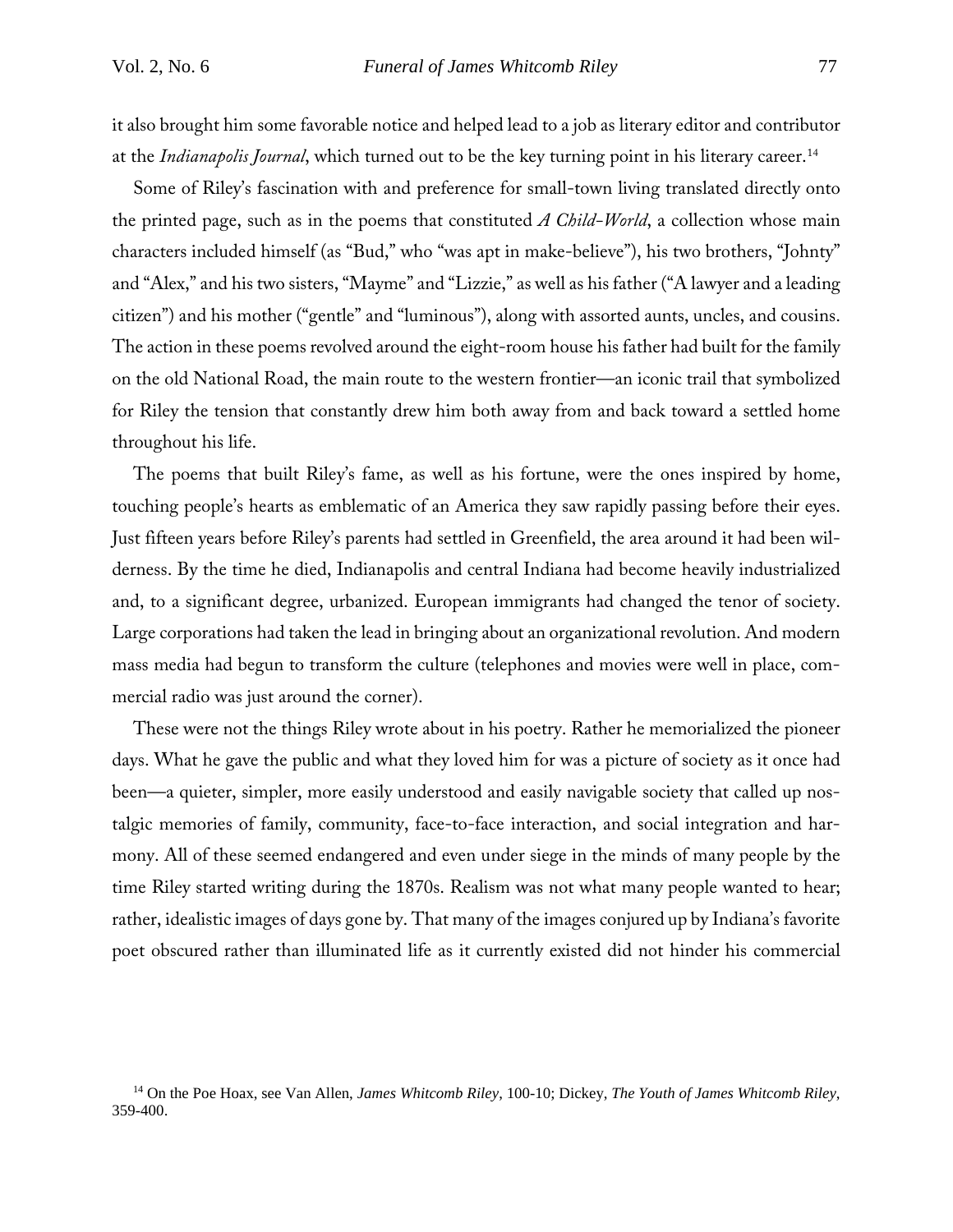it also brought him some favorable notice and helped lead to a job as literary editor and contributor at the *Indianapolis Journal*, which turned out to be the key turning point in his literary career.[14]

Some of Riley's fascination with and preference for small-town living translated directly onto the printed page, such as in the poems that constituted *A Child-World*, a collection whose main characters included himself (as "Bud," who "was apt in make-believe"), his two brothers, "Johnty" and "Alex," and his two sisters, "Mayme" and "Lizzie," as well as his father ("A lawyer and a leading citizen") and his mother ("gentle" and "luminous"), along with assorted aunts, uncles, and cousins. The action in these poems revolved around the eight-room house his father had built for the family on the old National Road, the main route to the western frontier—an iconic trail that symbolized for Riley the tension that constantly drew him both away from and back toward a settled home throughout his life.

The poems that built Riley's fame, as well as his fortune, were the ones inspired by home, touching people's hearts as emblematic of an America they saw rapidly passing before their eyes. Just fifteen years before Riley's parents had settled in Greenfield, the area around it had been wilderness. By the time he died, Indianapolis and central Indiana had become heavily industrialized and, to a significant degree, urbanized. European immigrants had changed the tenor of society. Large corporations had taken the lead in bringing about an organizational revolution. And modern mass media had begun to transform the culture (telephones and movies were well in place, commercial radio was just around the corner).

These were not the things Riley wrote about in his poetry. Rather he memorialized the pioneer days. What he gave the public and what they loved him for was a picture of society as it once had been—a quieter, simpler, more easily understood and easily navigable society that called up nostalgic memories of family, community, face-to-face interaction, and social integration and harmony. All of these seemed endangered and even under siege in the minds of many people by the time Riley started writing during the 1870s. Realism was not what many people wanted to hear; rather, idealistic images of days gone by. That many of the images conjured up by Indiana's favorite poet obscured rather than illuminated life as it currently existed did not hinder his commercial

[14] On the Poe Hoax, see Van Allen, *James Whitcomb Riley*, 100-10; Dickey, *The Youth of James Whitcomb Riley*, 359-400.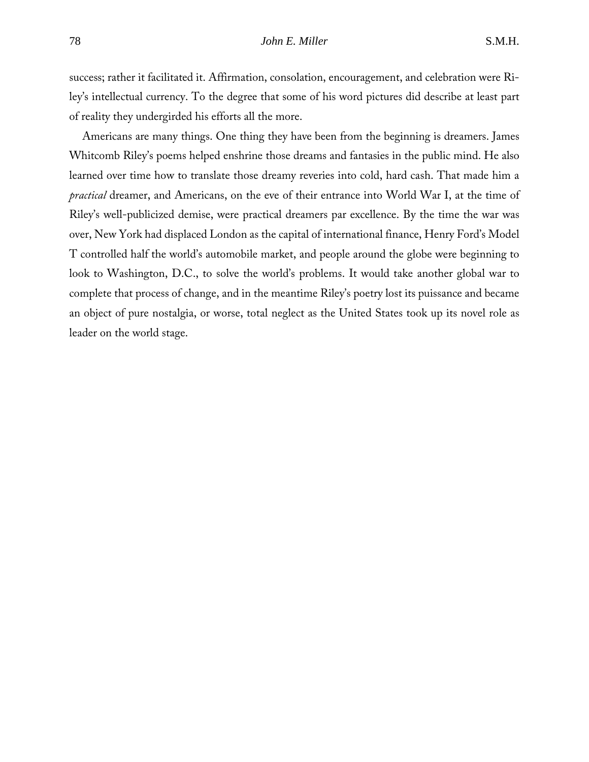success; rather it facilitated it. Affirmation, consolation, encouragement, and celebration were Riley's intellectual currency. To the degree that some of his word pictures did describe at least part of reality they undergirded his efforts all the more.

Americans are many things. One thing they have been from the beginning is dreamers. James Whitcomb Riley's poems helped enshrine those dreams and fantasies in the public mind. He also learned over time how to translate those dreamy reveries into cold, hard cash. That made him a *practical* dreamer, and Americans, on the eve of their entrance into World War I, at the time of Riley's well-publicized demise, were practical dreamers par excellence. By the time the war was over, New York had displaced London as the capital of international finance, Henry Ford's Model T controlled half the world's automobile market, and people around the globe were beginning to look to Washington, D.C., to solve the world's problems. It would take another global war to complete that process of change, and in the meantime Riley's poetry lost its puissance and became an object of pure nostalgia, or worse, total neglect as the United States took up its novel role as leader on the world stage.